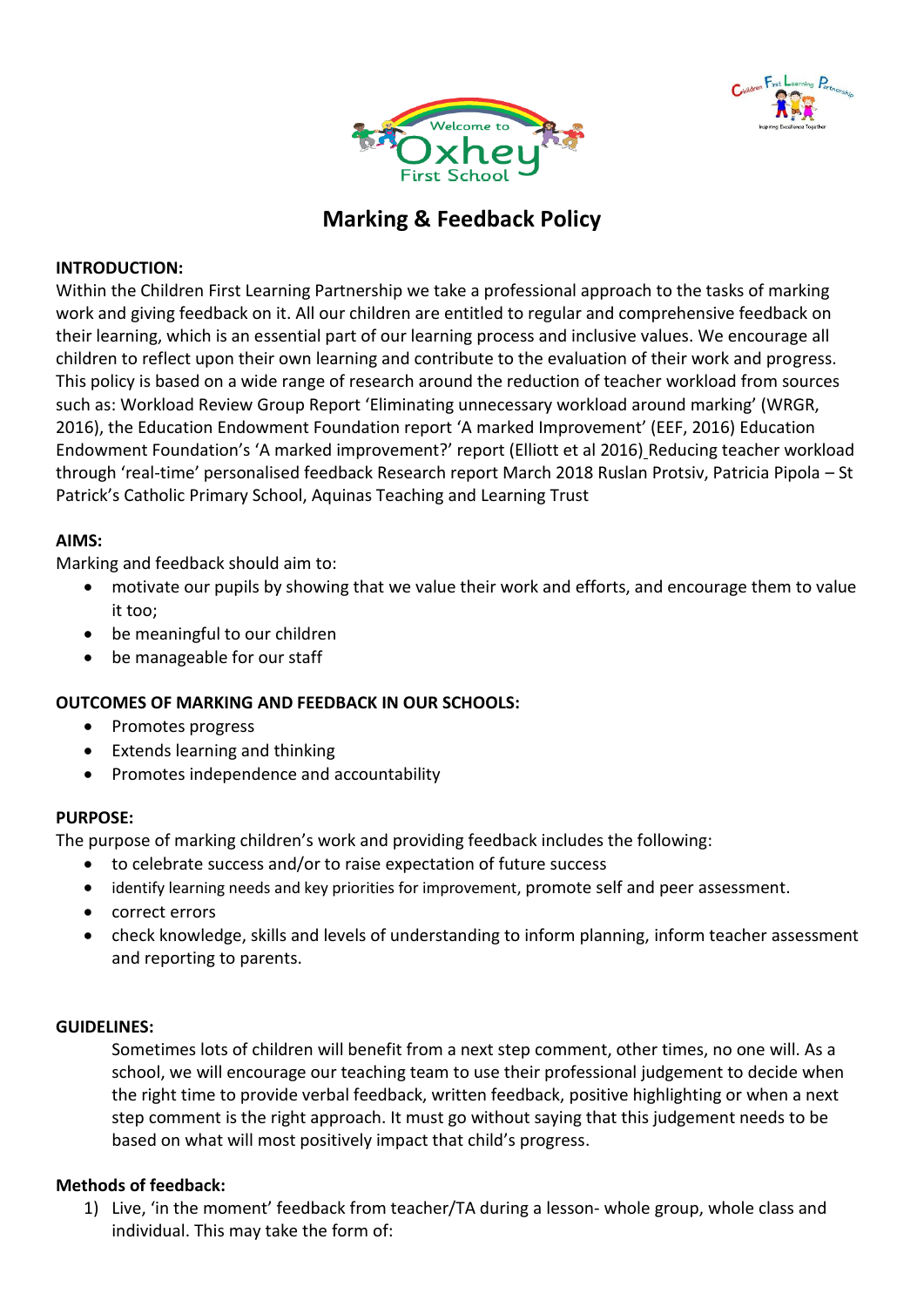# Marking & Feedback Policy

**INTRODUCTION:**

Within the Children First Learning Partnership we take a professional approach to the tasks of marking work and giving feedback on it. All our children are entitled to regular and comprehensive feedback on their learning, which is an essential part of our learning process and inclusive values. We encourage all children to reflect upon their own learning and contribute to the evaluation of their work and progress. This policy is based on a wide range of research around the reduction of teacher workload from sources such as: Workload Review Group Report 'Eliminating unnecessary workload around marking' (WRGR, 2016), the Education Endowment Foundation report 'A marked Improvement' (EEF, 2016) Education Endowment Foundation's 'A marked improvement?' report (Elliott et al 2016) Reducing teacher workload through 'real-time' personalised feedback Research report March 2018 Ruslan Protsiv, Patricia Pipola – St Patrick's Catholic Primary School, Aquinas Teaching and Learning Trust

**AIMS:**

Marking and feedback should aim to:

- motivate our pupils by showing that we value their work and efforts, and encourage them to value it too;
- be meaningful to our children
- be manageable for our staff

**OUTCOMES OF MARKING AND FEEDBACK IN OUR SCHOOLS:**

- Promotes progress
- Extends learning and thinking
- Promotes independence and accountability

**PURPOSE:**

The purpose of marking children's work and providing feedback includes the following:

- to celebrate success and/or to raise expectation of future success
- identify learning needs and key priorities for improvement, promote self and peer assessment.
- correct errors
- check knowledge, skills and levels of understanding to inform planning, inform teacher assessment and reporting to parents.

**GUIDELINES:**

Sometimes lots of children will benefit from a next step comment, other times, no one will. As a school, we will encourage our teaching team to use their professional judgement to decide when the right time to provide verbal feedback, written feedback, positive highlighting or when a next step comment is the right approach. It must go without saying that this judgement needs to be based on what will most positively impact that child's progress.

**Methods of feedback:**

1) Live, 'in the moment' feedback from teacher/TA during a lesson- whole group, whole class and individual. This may take the form of: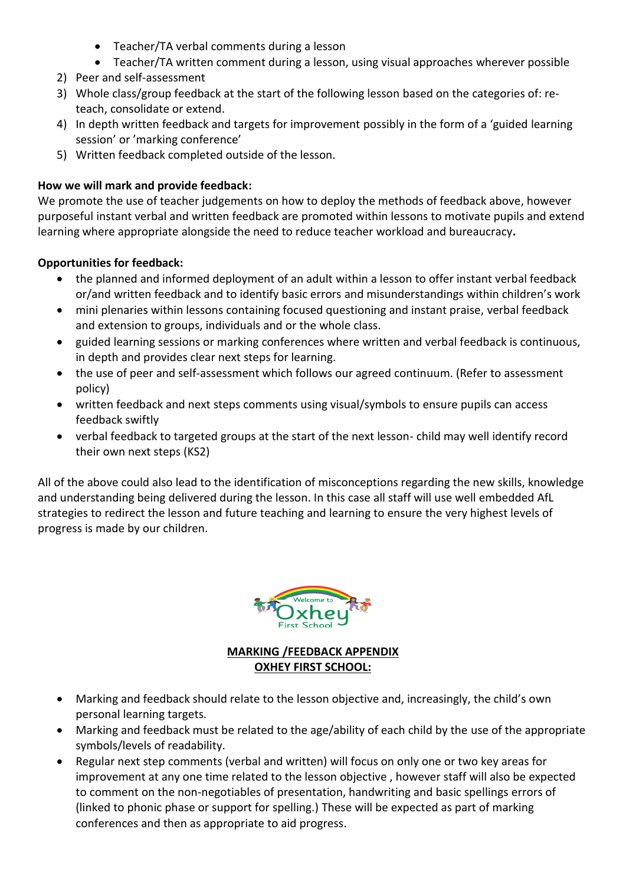- Teacher/TA verbal comments during a lesson
- Teacher/TA written comment during a lesson, using visual approaches wherever possible

2) Peer and self-assessment
3) Whole class/group feedback at the start of the following lesson based on the categories of: re-teach, consolidate or extend.
4) In depth written feedback and targets for improvement possibly in the form of a 'guided learning session' or 'marking conference'
5) Written feedback completed outside of the lesson.

**How we will mark and provide feedback:**
We promote the use of teacher judgements on how to deploy the methods of feedback above, however purposeful instant verbal and written feedback are promoted within lessons to motivate pupils and extend learning where appropriate alongside the need to reduce teacher workload and bureaucracy**.**

**Opportunities for feedback:**

- the planned and informed deployment of an adult within a lesson to offer instant verbal feedback or/and written feedback and to identify basic errors and misunderstandings within children's work
- mini plenaries within lessons containing focused questioning and instant praise, verbal feedback and extension to groups, individuals and or the whole class.
- guided learning sessions or marking conferences where written and verbal feedback is continuous, in depth and provides clear next steps for learning.
- the use of peer and self-assessment which follows our agreed continuum. (Refer to assessment policy)
- written feedback and next steps comments using visual/symbols to ensure pupils can access feedback swiftly
- verbal feedback to targeted groups at the start of the next lesson- child may well identify record their own next steps (KS2)

All of the above could also lead to the identification of misconceptions regarding the new skills, knowledge and understanding being delivered during the lesson. In this case all staff will use well embedded AfL strategies to redirect the lesson and future teaching and learning to ensure the very highest levels of progress is made by our children.

**MARKING /FEEDBACK APPENDIX**
**OXHEY FIRST SCHOOL:**

- Marking and feedback should relate to the lesson objective and, increasingly, the child's own personal learning targets.
- Marking and feedback must be related to the age/ability of each child by the use of the appropriate symbols/levels of readability.
- Regular next step comments (verbal and written) will focus on only one or two key areas for improvement at any one time related to the lesson objective , however staff will also be expected to comment on the non-negotiables of presentation, handwriting and basic spellings errors of (linked to phonic phase or support for spelling.) These will be expected as part of marking conferences and then as appropriate to aid progress.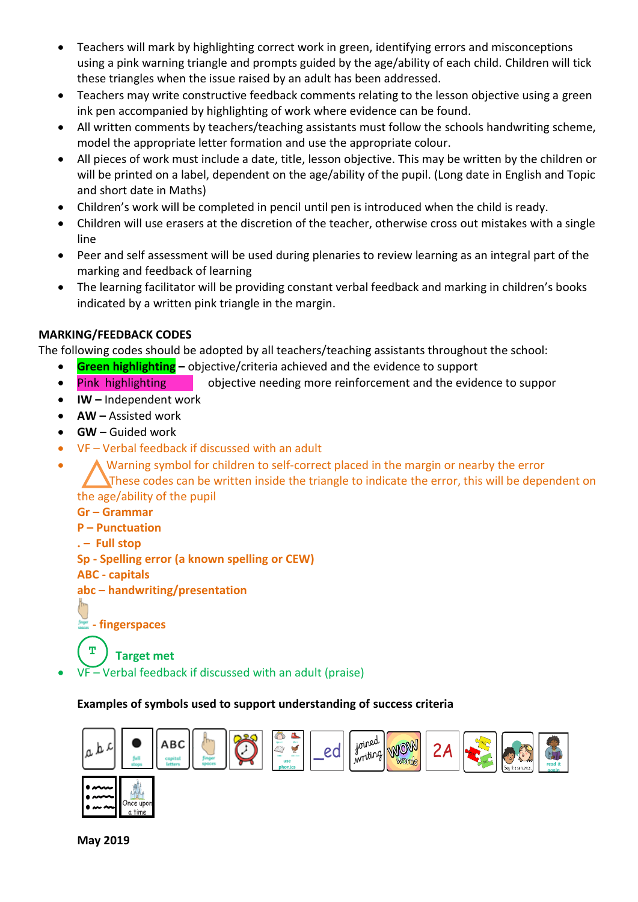- Teachers will mark by highlighting correct work in green, identifying errors and misconceptions using a pink warning triangle and prompts guided by the age/ability of each child. Children will tick these triangles when the issue raised by an adult has been addressed.
- Teachers may write constructive feedback comments relating to the lesson objective using a green ink pen accompanied by highlighting of work where evidence can be found.
- All written comments by teachers/teaching assistants must follow the schools handwriting scheme, model the appropriate letter formation and use the appropriate colour.
- All pieces of work must include a date, title, lesson objective. This may be written by the children or will be printed on a label, dependent on the age/ability of the pupil. (Long date in English and Topic and short date in Maths)
- Children's work will be completed in pencil until pen is introduced when the child is ready.
- Children will use erasers at the discretion of the teacher, otherwise cross out mistakes with a single line
- Peer and self assessment will be used during plenaries to review learning as an integral part of the marking and feedback of learning
- The learning facilitator will be providing constant verbal feedback and marking in children's books indicated by a written pink triangle in the margin.

**MARKING/FEEDBACK CODES**

The following codes should be adopted by all teachers/teaching assistants throughout the school:

- **Green highlighting** – objective/criteria achieved and the evidence to support
- Pink highlighting objective needing more reinforcement and the evidence to suppor
- **IW –** Independent work
- **AW –** Assisted work
- **GW –** Guided work
- VF – Verbal feedback if discussed with an adult
- Warning symbol for children to self-correct placed in the margin or nearby the error These codes can be written inside the triangle to indicate the error, this will be dependent on the age/ability of the pupil

  **Gr – Grammar**

  **P – Punctuation**

  **. – Full stop**

  **Sp - Spelling error (a known spelling or CEW)**

  **ABC - capitals**

  **abc – handwriting/presentation**

  **- fingerspaces**

  T **Target met**
- VF – Verbal feedback if discussed with an adult (praise)

**Examples of symbols used to support understanding of success criteria**

**May 2019**